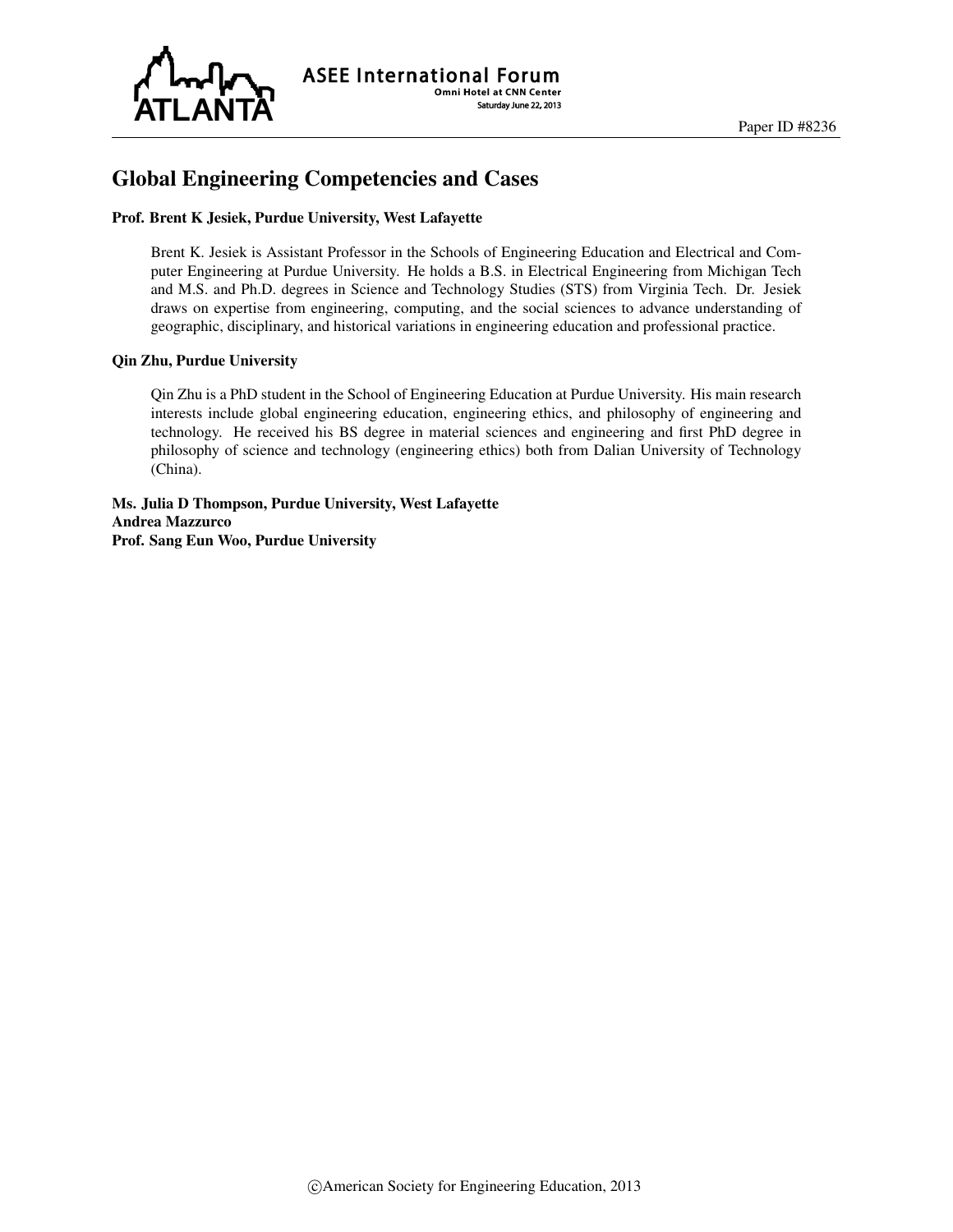Paper ID #8236

# Global Engineering Competencies and Cases

**Prof. Brent K Jesiek, Purdue University, West Lafayette**

Brent K. Jesiek is Assistant Professor in the Schools of Engineering Education and Electrical and Computer Engineering at Purdue University. He holds a B.S. in Electrical Engineering from Michigan Tech and M.S. and Ph.D. degrees in Science and Technology Studies (STS) from Virginia Tech. Dr. Jesiek draws on expertise from engineering, computing, and the social sciences to advance understanding of geographic, disciplinary, and historical variations in engineering education and professional practice.

**Qin Zhu, Purdue University**

Qin Zhu is a PhD student in the School of Engineering Education at Purdue University. His main research interests include global engineering education, engineering ethics, and philosophy of engineering and technology. He received his BS degree in material sciences and engineering and first PhD degree in philosophy of science and technology (engineering ethics) both from Dalian University of Technology (China).

**Ms. Julia D Thompson, Purdue University, West Lafayette**
**Andrea Mazzurco**
**Prof. Sang Eun Woo, Purdue University**

©American Society for Engineering Education, 2013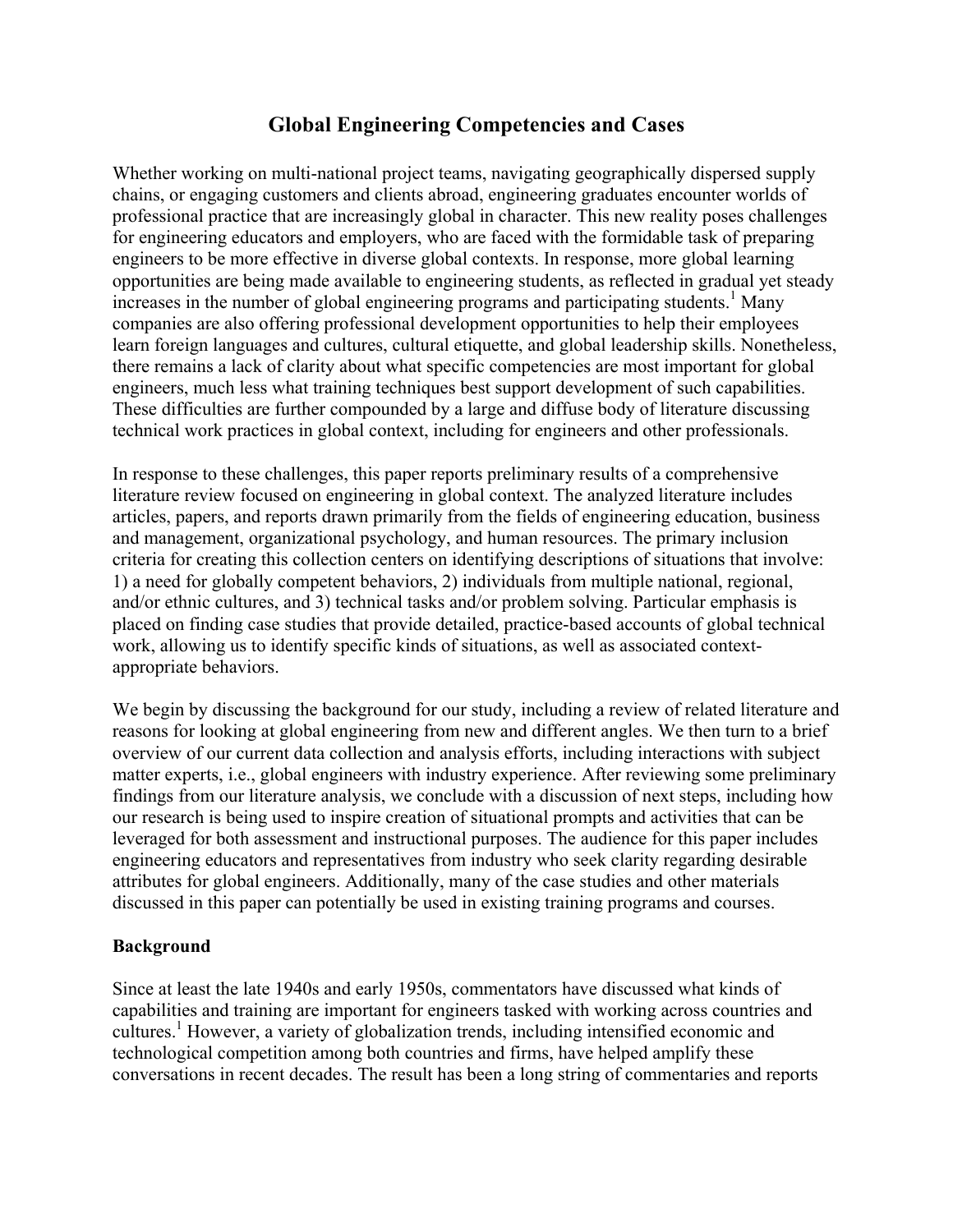# Global Engineering Competencies and Cases

Whether working on multi-national project teams, navigating geographically dispersed supply chains, or engaging customers and clients abroad, engineering graduates encounter worlds of professional practice that are increasingly global in character. This new reality poses challenges for engineering educators and employers, who are faced with the formidable task of preparing engineers to be more effective in diverse global contexts. In response, more global learning opportunities are being made available to engineering students, as reflected in gradual yet steady increases in the number of global engineering programs and participating students.[1] Many companies are also offering professional development opportunities to help their employees learn foreign languages and cultures, cultural etiquette, and global leadership skills. Nonetheless, there remains a lack of clarity about what specific competencies are most important for global engineers, much less what training techniques best support development of such capabilities. These difficulties are further compounded by a large and diffuse body of literature discussing technical work practices in global context, including for engineers and other professionals.

In response to these challenges, this paper reports preliminary results of a comprehensive literature review focused on engineering in global context. The analyzed literature includes articles, papers, and reports drawn primarily from the fields of engineering education, business and management, organizational psychology, and human resources. The primary inclusion criteria for creating this collection centers on identifying descriptions of situations that involve: 1) a need for globally competent behaviors, 2) individuals from multiple national, regional, and/or ethnic cultures, and 3) technical tasks and/or problem solving. Particular emphasis is placed on finding case studies that provide detailed, practice-based accounts of global technical work, allowing us to identify specific kinds of situations, as well as associated context-appropriate behaviors.

We begin by discussing the background for our study, including a review of related literature and reasons for looking at global engineering from new and different angles. We then turn to a brief overview of our current data collection and analysis efforts, including interactions with subject matter experts, i.e., global engineers with industry experience. After reviewing some preliminary findings from our literature analysis, we conclude with a discussion of next steps, including how our research is being used to inspire creation of situational prompts and activities that can be leveraged for both assessment and instructional purposes. The audience for this paper includes engineering educators and representatives from industry who seek clarity regarding desirable attributes for global engineers. Additionally, many of the case studies and other materials discussed in this paper can potentially be used in existing training programs and courses.

## Background

Since at least the late 1940s and early 1950s, commentators have discussed what kinds of capabilities and training are important for engineers tasked with working across countries and cultures.[1] However, a variety of globalization trends, including intensified economic and technological competition among both countries and firms, have helped amplify these conversations in recent decades. The result has been a long string of commentaries and reports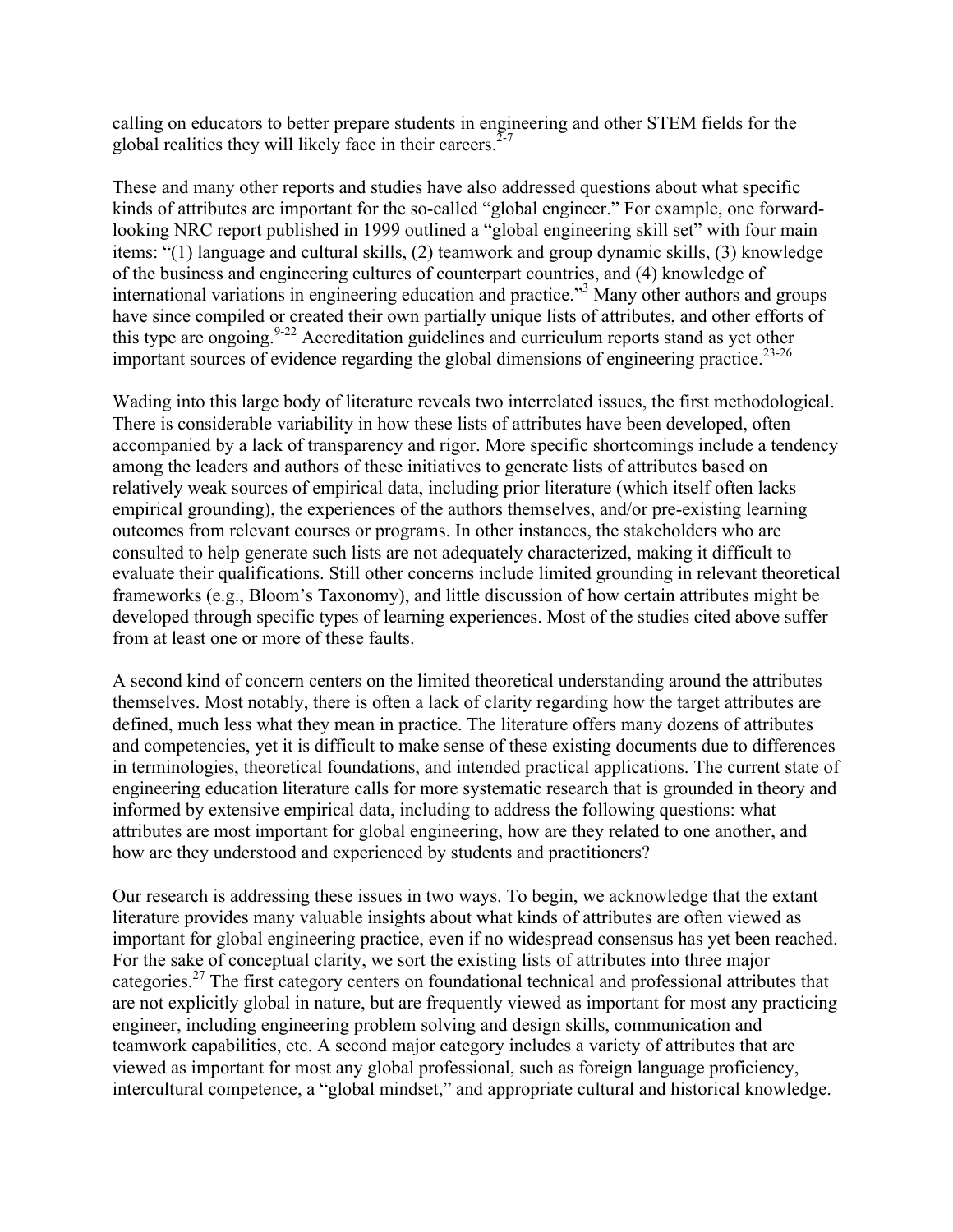calling on educators to better prepare students in engineering and other STEM fields for the global realities they will likely face in their careers.[2-7]

These and many other reports and studies have also addressed questions about what specific kinds of attributes are important for the so-called "global engineer." For example, one forward-looking NRC report published in 1999 outlined a "global engineering skill set" with four main items: "(1) language and cultural skills, (2) teamwork and group dynamic skills, (3) knowledge of the business and engineering cultures of counterpart countries, and (4) knowledge of international variations in engineering education and practice."[3] Many other authors and groups have since compiled or created their own partially unique lists of attributes, and other efforts of this type are ongoing.[9-22] Accreditation guidelines and curriculum reports stand as yet other important sources of evidence regarding the global dimensions of engineering practice.[23-26]

Wading into this large body of literature reveals two interrelated issues, the first methodological. There is considerable variability in how these lists of attributes have been developed, often accompanied by a lack of transparency and rigor. More specific shortcomings include a tendency among the leaders and authors of these initiatives to generate lists of attributes based on relatively weak sources of empirical data, including prior literature (which itself often lacks empirical grounding), the experiences of the authors themselves, and/or pre-existing learning outcomes from relevant courses or programs. In other instances, the stakeholders who are consulted to help generate such lists are not adequately characterized, making it difficult to evaluate their qualifications. Still other concerns include limited grounding in relevant theoretical frameworks (e.g., Bloom's Taxonomy), and little discussion of how certain attributes might be developed through specific types of learning experiences. Most of the studies cited above suffer from at least one or more of these faults.

A second kind of concern centers on the limited theoretical understanding around the attributes themselves. Most notably, there is often a lack of clarity regarding how the target attributes are defined, much less what they mean in practice. The literature offers many dozens of attributes and competencies, yet it is difficult to make sense of these existing documents due to differences in terminologies, theoretical foundations, and intended practical applications. The current state of engineering education literature calls for more systematic research that is grounded in theory and informed by extensive empirical data, including to address the following questions: what attributes are most important for global engineering, how are they related to one another, and how are they understood and experienced by students and practitioners?

Our research is addressing these issues in two ways. To begin, we acknowledge that the extant literature provides many valuable insights about what kinds of attributes are often viewed as important for global engineering practice, even if no widespread consensus has yet been reached. For the sake of conceptual clarity, we sort the existing lists of attributes into three major categories.[27] The first category centers on foundational technical and professional attributes that are not explicitly global in nature, but are frequently viewed as important for most any practicing engineer, including engineering problem solving and design skills, communication and teamwork capabilities, etc. A second major category includes a variety of attributes that are viewed as important for most any global professional, such as foreign language proficiency, intercultural competence, a "global mindset," and appropriate cultural and historical knowledge.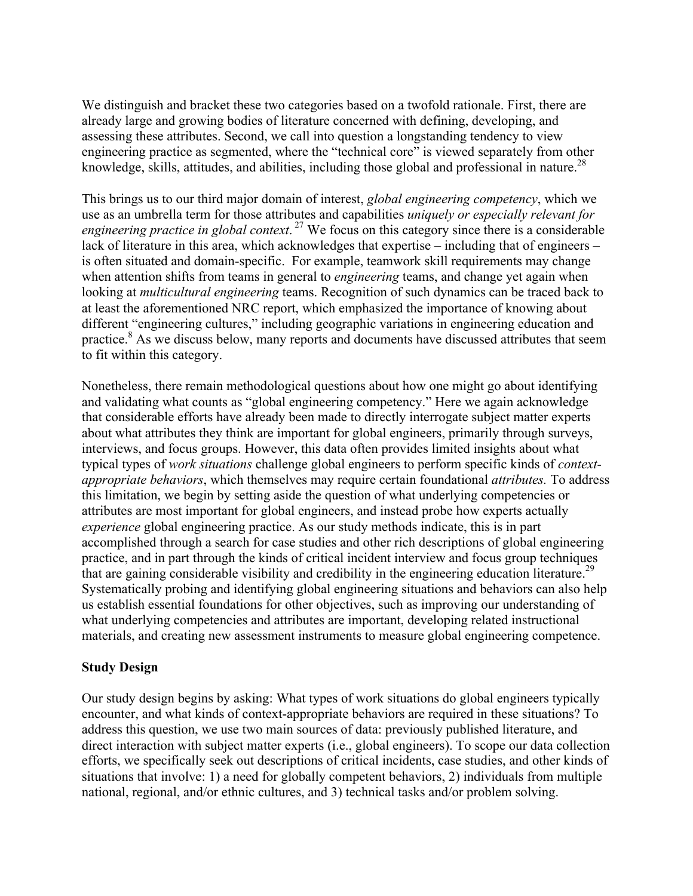We distinguish and bracket these two categories based on a twofold rationale. First, there are already large and growing bodies of literature concerned with defining, developing, and assessing these attributes. Second, we call into question a longstanding tendency to view engineering practice as segmented, where the "technical core" is viewed separately from other knowledge, skills, attitudes, and abilities, including those global and professional in nature.[28]

This brings us to our third major domain of interest, *global engineering competency*, which we use as an umbrella term for those attributes and capabilities *uniquely or especially relevant for engineering practice in global context*.[27] We focus on this category since there is a considerable lack of literature in this area, which acknowledges that expertise – including that of engineers – is often situated and domain-specific. For example, teamwork skill requirements may change when attention shifts from teams in general to *engineering* teams, and change yet again when looking at *multicultural engineering* teams. Recognition of such dynamics can be traced back to at least the aforementioned NRC report, which emphasized the importance of knowing about different "engineering cultures," including geographic variations in engineering education and practice.[8] As we discuss below, many reports and documents have discussed attributes that seem to fit within this category.

Nonetheless, there remain methodological questions about how one might go about identifying and validating what counts as "global engineering competency." Here we again acknowledge that considerable efforts have already been made to directly interrogate subject matter experts about what attributes they think are important for global engineers, primarily through surveys, interviews, and focus groups. However, this data often provides limited insights about what typical types of *work situations* challenge global engineers to perform specific kinds of *context-appropriate behaviors*, which themselves may require certain foundational *attributes.* To address this limitation, we begin by setting aside the question of what underlying competencies or attributes are most important for global engineers, and instead probe how experts actually *experience* global engineering practice. As our study methods indicate, this is in part accomplished through a search for case studies and other rich descriptions of global engineering practice, and in part through the kinds of critical incident interview and focus group techniques that are gaining considerable visibility and credibility in the engineering education literature.[29] Systematically probing and identifying global engineering situations and behaviors can also help us establish essential foundations for other objectives, such as improving our understanding of what underlying competencies and attributes are important, developing related instructional materials, and creating new assessment instruments to measure global engineering competence.

## Study Design

Our study design begins by asking: What types of work situations do global engineers typically encounter, and what kinds of context-appropriate behaviors are required in these situations? To address this question, we use two main sources of data: previously published literature, and direct interaction with subject matter experts (i.e., global engineers). To scope our data collection efforts, we specifically seek out descriptions of critical incidents, case studies, and other kinds of situations that involve: 1) a need for globally competent behaviors, 2) individuals from multiple national, regional, and/or ethnic cultures, and 3) technical tasks and/or problem solving.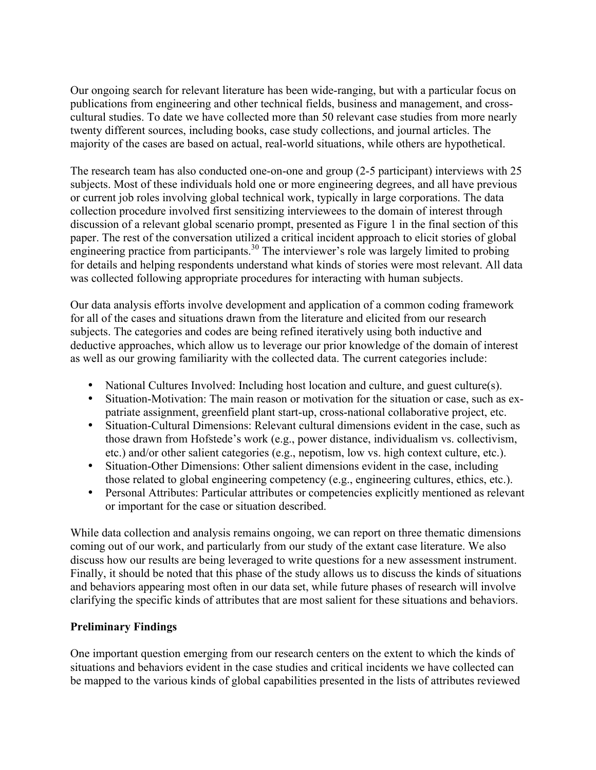Our ongoing search for relevant literature has been wide-ranging, but with a particular focus on publications from engineering and other technical fields, business and management, and cross-cultural studies. To date we have collected more than 50 relevant case studies from more nearly twenty different sources, including books, case study collections, and journal articles. The majority of the cases are based on actual, real-world situations, while others are hypothetical.

The research team has also conducted one-on-one and group (2-5 participant) interviews with 25 subjects. Most of these individuals hold one or more engineering degrees, and all have previous or current job roles involving global technical work, typically in large corporations. The data collection procedure involved first sensitizing interviewees to the domain of interest through discussion of a relevant global scenario prompt, presented as Figure 1 in the final section of this paper. The rest of the conversation utilized a critical incident approach to elicit stories of global engineering practice from participants.[30] The interviewer's role was largely limited to probing for details and helping respondents understand what kinds of stories were most relevant. All data was collected following appropriate procedures for interacting with human subjects.

Our data analysis efforts involve development and application of a common coding framework for all of the cases and situations drawn from the literature and elicited from our research subjects. The categories and codes are being refined iteratively using both inductive and deductive approaches, which allow us to leverage our prior knowledge of the domain of interest as well as our growing familiarity with the collected data. The current categories include:

- National Cultures Involved: Including host location and culture, and guest culture(s).
- Situation-Motivation: The main reason or motivation for the situation or case, such as ex-patriate assignment, greenfield plant start-up, cross-national collaborative project, etc.
- Situation-Cultural Dimensions: Relevant cultural dimensions evident in the case, such as those drawn from Hofstede's work (e.g., power distance, individualism vs. collectivism, etc.) and/or other salient categories (e.g., nepotism, low vs. high context culture, etc.).
- Situation-Other Dimensions: Other salient dimensions evident in the case, including those related to global engineering competency (e.g., engineering cultures, ethics, etc.).
- Personal Attributes: Particular attributes or competencies explicitly mentioned as relevant or important for the case or situation described.

While data collection and analysis remains ongoing, we can report on three thematic dimensions coming out of our work, and particularly from our study of the extant case literature. We also discuss how our results are being leveraged to write questions for a new assessment instrument. Finally, it should be noted that this phase of the study allows us to discuss the kinds of situations and behaviors appearing most often in our data set, while future phases of research will involve clarifying the specific kinds of attributes that are most salient for these situations and behaviors.

**Preliminary Findings**

One important question emerging from our research centers on the extent to which the kinds of situations and behaviors evident in the case studies and critical incidents we have collected can be mapped to the various kinds of global capabilities presented in the lists of attributes reviewed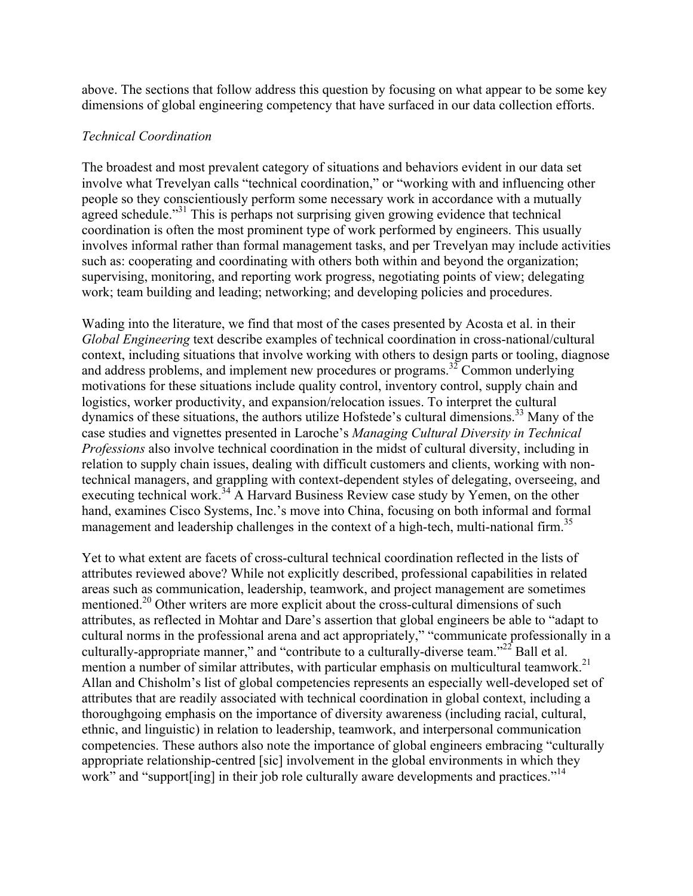above. The sections that follow address this question by focusing on what appear to be some key dimensions of global engineering competency that have surfaced in our data collection efforts.

*Technical Coordination*

The broadest and most prevalent category of situations and behaviors evident in our data set involve what Trevelyan calls "technical coordination," or "working with and influencing other people so they conscientiously perform some necessary work in accordance with a mutually agreed schedule."[31] This is perhaps not surprising given growing evidence that technical coordination is often the most prominent type of work performed by engineers. This usually involves informal rather than formal management tasks, and per Trevelyan may include activities such as: cooperating and coordinating with others both within and beyond the organization; supervising, monitoring, and reporting work progress, negotiating points of view; delegating work; team building and leading; networking; and developing policies and procedures.

Wading into the literature, we find that most of the cases presented by Acosta et al. in their *Global Engineering* text describe examples of technical coordination in cross-national/cultural context, including situations that involve working with others to design parts or tooling, diagnose and address problems, and implement new procedures or programs.[32] Common underlying motivations for these situations include quality control, inventory control, supply chain and logistics, worker productivity, and expansion/relocation issues. To interpret the cultural dynamics of these situations, the authors utilize Hofstede's cultural dimensions.[33] Many of the case studies and vignettes presented in Laroche's *Managing Cultural Diversity in Technical Professions* also involve technical coordination in the midst of cultural diversity, including in relation to supply chain issues, dealing with difficult customers and clients, working with non-technical managers, and grappling with context-dependent styles of delegating, overseeing, and executing technical work.[34] A Harvard Business Review case study by Yemen, on the other hand, examines Cisco Systems, Inc.'s move into China, focusing on both informal and formal management and leadership challenges in the context of a high-tech, multi-national firm.[35]

Yet to what extent are facets of cross-cultural technical coordination reflected in the lists of attributes reviewed above? While not explicitly described, professional capabilities in related areas such as communication, leadership, teamwork, and project management are sometimes mentioned.[20] Other writers are more explicit about the cross-cultural dimensions of such attributes, as reflected in Mohtar and Dare's assertion that global engineers be able to "adapt to cultural norms in the professional arena and act appropriately," "communicate professionally in a culturally-appropriate manner," and "contribute to a culturally-diverse team."[22] Ball et al. mention a number of similar attributes, with particular emphasis on multicultural teamwork.[21] Allan and Chisholm's list of global competencies represents an especially well-developed set of attributes that are readily associated with technical coordination in global context, including a thoroughgoing emphasis on the importance of diversity awareness (including racial, cultural, ethnic, and linguistic) in relation to leadership, teamwork, and interpersonal communication competencies. These authors also note the importance of global engineers embracing "culturally appropriate relationship-centred [sic] involvement in the global environments in which they work" and "support[ing] in their job role culturally aware developments and practices."[14]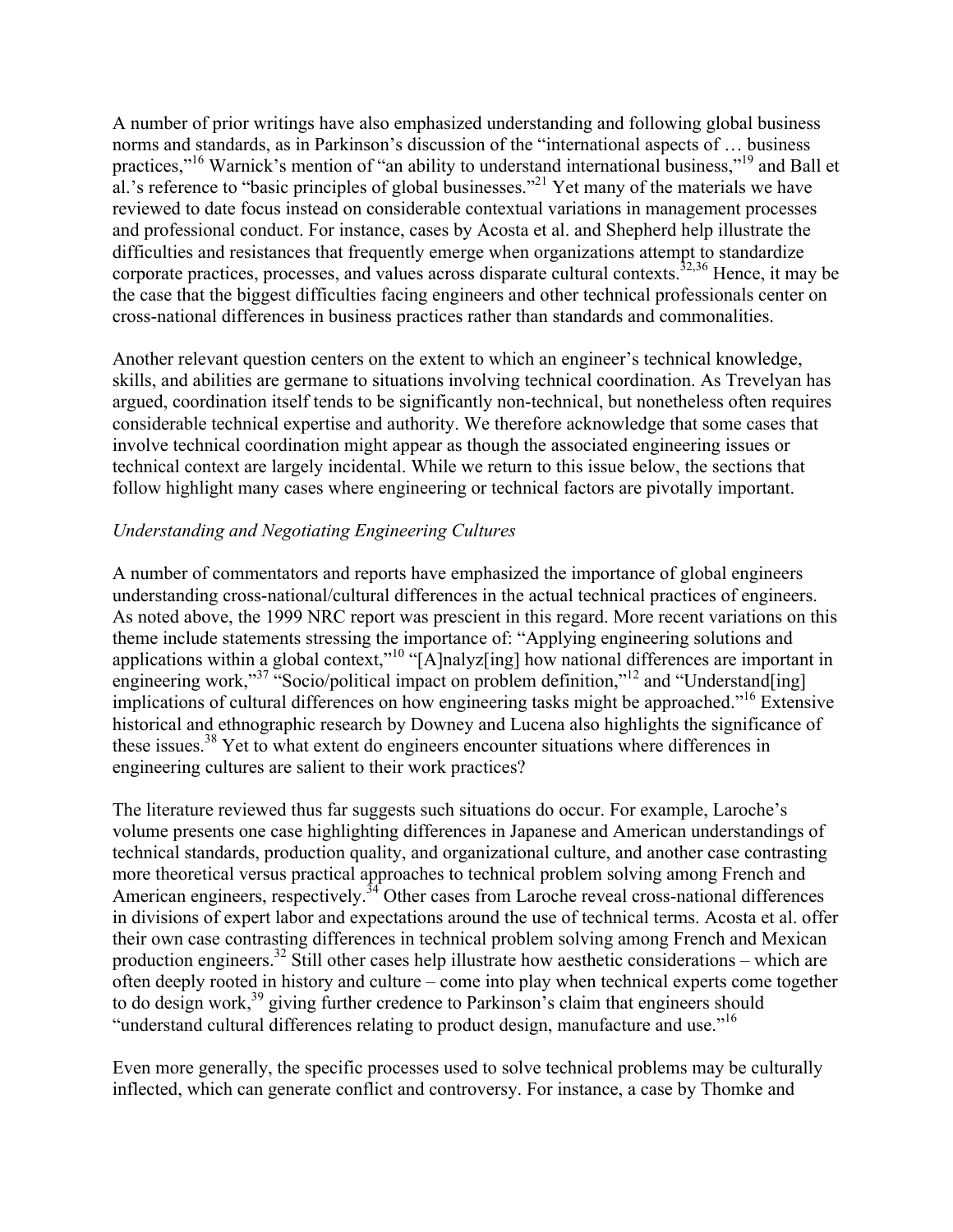A number of prior writings have also emphasized understanding and following global business norms and standards, as in Parkinson's discussion of the "international aspects of … business practices,"[16] Warnick's mention of "an ability to understand international business,"[19] and Ball et al.'s reference to "basic principles of global businesses."[21] Yet many of the materials we have reviewed to date focus instead on considerable contextual variations in management processes and professional conduct. For instance, cases by Acosta et al. and Shepherd help illustrate the difficulties and resistances that frequently emerge when organizations attempt to standardize corporate practices, processes, and values across disparate cultural contexts.[32,36] Hence, it may be the case that the biggest difficulties facing engineers and other technical professionals center on cross-national differences in business practices rather than standards and commonalities.

Another relevant question centers on the extent to which an engineer's technical knowledge, skills, and abilities are germane to situations involving technical coordination. As Trevelyan has argued, coordination itself tends to be significantly non-technical, but nonetheless often requires considerable technical expertise and authority. We therefore acknowledge that some cases that involve technical coordination might appear as though the associated engineering issues or technical context are largely incidental. While we return to this issue below, the sections that follow highlight many cases where engineering or technical factors are pivotally important.

*Understanding and Negotiating Engineering Cultures*

A number of commentators and reports have emphasized the importance of global engineers understanding cross-national/cultural differences in the actual technical practices of engineers. As noted above, the 1999 NRC report was prescient in this regard. More recent variations on this theme include statements stressing the importance of: "Applying engineering solutions and applications within a global context,"[10] "[A]nalyz[ing] how national differences are important in engineering work,"[37] "Socio/political impact on problem definition,"[12] and "Understand[ing] implications of cultural differences on how engineering tasks might be approached."[16] Extensive historical and ethnographic research by Downey and Lucena also highlights the significance of these issues.[38] Yet to what extent do engineers encounter situations where differences in engineering cultures are salient to their work practices?

The literature reviewed thus far suggests such situations do occur. For example, Laroche's volume presents one case highlighting differences in Japanese and American understandings of technical standards, production quality, and organizational culture, and another case contrasting more theoretical versus practical approaches to technical problem solving among French and American engineers, respectively.[34] Other cases from Laroche reveal cross-national differences in divisions of expert labor and expectations around the use of technical terms. Acosta et al. offer their own case contrasting differences in technical problem solving among French and Mexican production engineers.[32] Still other cases help illustrate how aesthetic considerations – which are often deeply rooted in history and culture – come into play when technical experts come together to do design work,[39] giving further credence to Parkinson's claim that engineers should "understand cultural differences relating to product design, manufacture and use."[16]

Even more generally, the specific processes used to solve technical problems may be culturally inflected, which can generate conflict and controversy. For instance, a case by Thomke and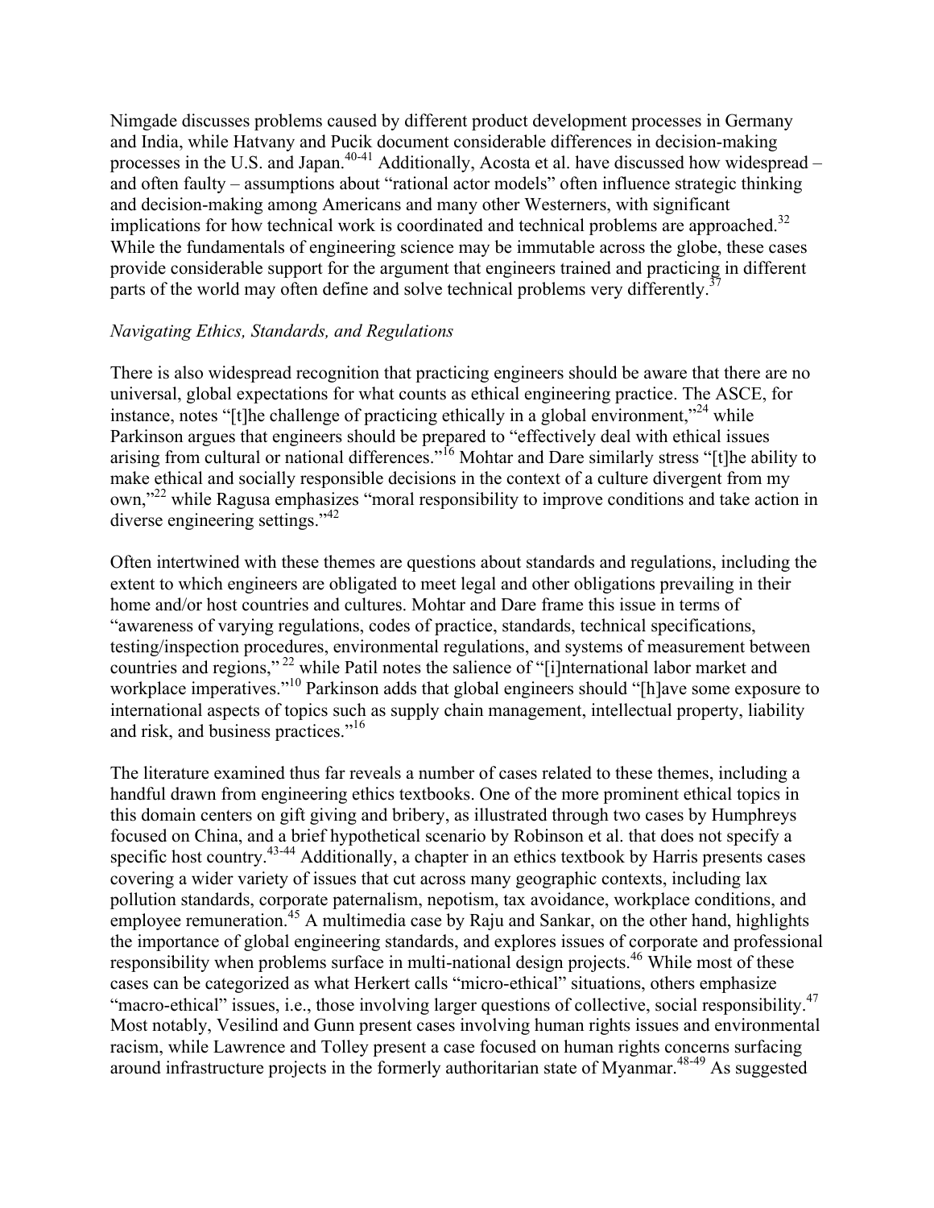Nimgade discusses problems caused by different product development processes in Germany and India, while Hatvany and Pucik document considerable differences in decision-making processes in the U.S. and Japan.[40-41] Additionally, Acosta et al. have discussed how widespread – and often faulty – assumptions about "rational actor models" often influence strategic thinking and decision-making among Americans and many other Westerners, with significant implications for how technical work is coordinated and technical problems are approached.[32] While the fundamentals of engineering science may be immutable across the globe, these cases provide considerable support for the argument that engineers trained and practicing in different parts of the world may often define and solve technical problems very differently.[37]

*Navigating Ethics, Standards, and Regulations*

There is also widespread recognition that practicing engineers should be aware that there are no universal, global expectations for what counts as ethical engineering practice. The ASCE, for instance, notes "[t]he challenge of practicing ethically in a global environment,"[24] while Parkinson argues that engineers should be prepared to "effectively deal with ethical issues arising from cultural or national differences."[16] Mohtar and Dare similarly stress "[t]he ability to make ethical and socially responsible decisions in the context of a culture divergent from my own,"[22] while Ragusa emphasizes "moral responsibility to improve conditions and take action in diverse engineering settings."[42]

Often intertwined with these themes are questions about standards and regulations, including the extent to which engineers are obligated to meet legal and other obligations prevailing in their home and/or host countries and cultures. Mohtar and Dare frame this issue in terms of "awareness of varying regulations, codes of practice, standards, technical specifications, testing/inspection procedures, environmental regulations, and systems of measurement between countries and regions,"[22] while Patil notes the salience of "[i]nternational labor market and workplace imperatives."[10] Parkinson adds that global engineers should "[h]ave some exposure to international aspects of topics such as supply chain management, intellectual property, liability and risk, and business practices."[16]

The literature examined thus far reveals a number of cases related to these themes, including a handful drawn from engineering ethics textbooks. One of the more prominent ethical topics in this domain centers on gift giving and bribery, as illustrated through two cases by Humphreys focused on China, and a brief hypothetical scenario by Robinson et al. that does not specify a specific host country.[43-44] Additionally, a chapter in an ethics textbook by Harris presents cases covering a wider variety of issues that cut across many geographic contexts, including lax pollution standards, corporate paternalism, nepotism, tax avoidance, workplace conditions, and employee remuneration.[45] A multimedia case by Raju and Sankar, on the other hand, highlights the importance of global engineering standards, and explores issues of corporate and professional responsibility when problems surface in multi-national design projects.[46] While most of these cases can be categorized as what Herkert calls "micro-ethical" situations, others emphasize "macro-ethical" issues, i.e., those involving larger questions of collective, social responsibility.[47] Most notably, Vesilind and Gunn present cases involving human rights issues and environmental racism, while Lawrence and Tolley present a case focused on human rights concerns surfacing around infrastructure projects in the formerly authoritarian state of Myanmar.[48-49] As suggested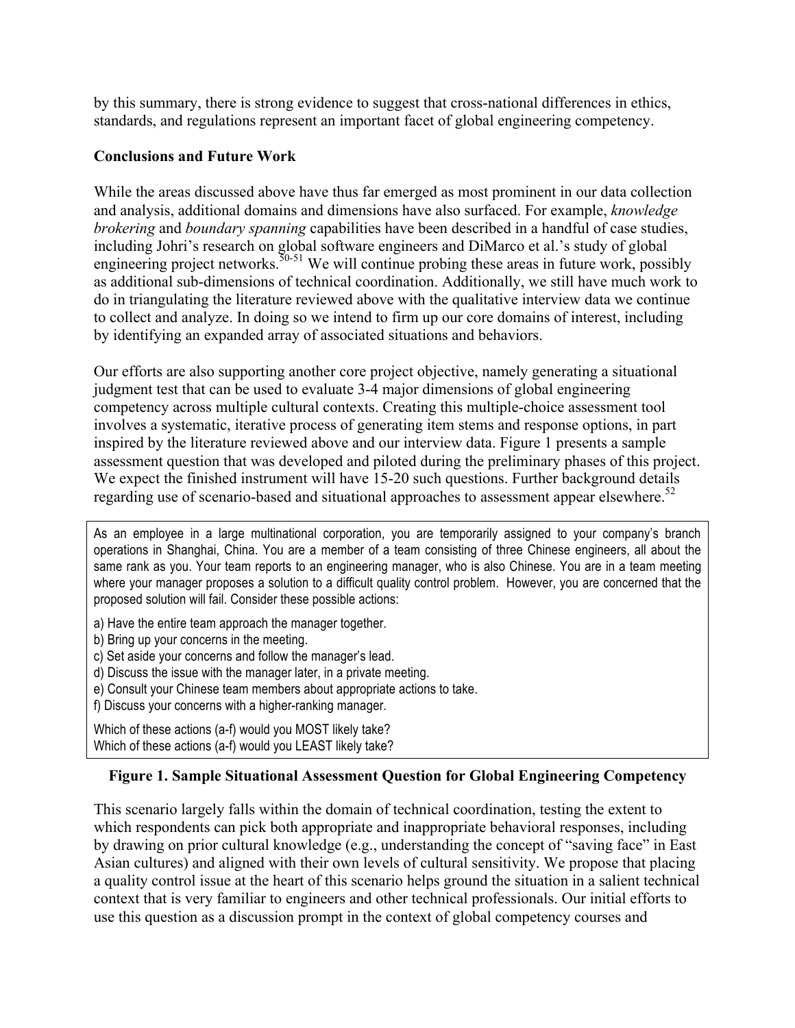by this summary, there is strong evidence to suggest that cross-national differences in ethics, standards, and regulations represent an important facet of global engineering competency.

**Conclusions and Future Work**

While the areas discussed above have thus far emerged as most prominent in our data collection and analysis, additional domains and dimensions have also surfaced. For example, *knowledge brokering* and *boundary spanning* capabilities have been described in a handful of case studies, including Johri's research on global software engineers and DiMarco et al.'s study of global engineering project networks.[50-51] We will continue probing these areas in future work, possibly as additional sub-dimensions of technical coordination. Additionally, we still have much work to do in triangulating the literature reviewed above with the qualitative interview data we continue to collect and analyze. In doing so we intend to firm up our core domains of interest, including by identifying an expanded array of associated situations and behaviors.

Our efforts are also supporting another core project objective, namely generating a situational judgment test that can be used to evaluate 3-4 major dimensions of global engineering competency across multiple cultural contexts. Creating this multiple-choice assessment tool involves a systematic, iterative process of generating item stems and response options, in part inspired by the literature reviewed above and our interview data. Figure 1 presents a sample assessment question that was developed and piloted during the preliminary phases of this project. We expect the finished instrument will have 15-20 such questions. Further background details regarding use of scenario-based and situational approaches to assessment appear elsewhere.[52]

As an employee in a large multinational corporation, you are temporarily assigned to your company's branch operations in Shanghai, China. You are a member of a team consisting of three Chinese engineers, all about the same rank as you. Your team reports to an engineering manager, who is also Chinese. You are in a team meeting where your manager proposes a solution to a difficult quality control problem. However, you are concerned that the proposed solution will fail. Consider these possible actions:

a) Have the entire team approach the manager together.
b) Bring up your concerns in the meeting.
c) Set aside your concerns and follow the manager's lead.
d) Discuss the issue with the manager later, in a private meeting.
e) Consult your Chinese team members about appropriate actions to take.
f) Discuss your concerns with a higher-ranking manager.

Which of these actions (a-f) would you MOST likely take?
Which of these actions (a-f) would you LEAST likely take?

**Figure 1. Sample Situational Assessment Question for Global Engineering Competency**

This scenario largely falls within the domain of technical coordination, testing the extent to which respondents can pick both appropriate and inappropriate behavioral responses, including by drawing on prior cultural knowledge (e.g., understanding the concept of "saving face" in East Asian cultures) and aligned with their own levels of cultural sensitivity. We propose that placing a quality control issue at the heart of this scenario helps ground the situation in a salient technical context that is very familiar to engineers and other technical professionals. Our initial efforts to use this question as a discussion prompt in the context of global competency courses and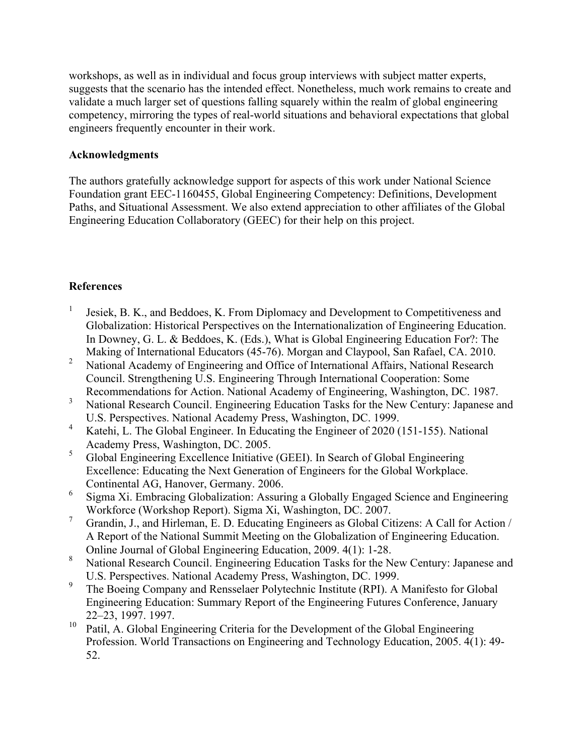workshops, as well as in individual and focus group interviews with subject matter experts, suggests that the scenario has the intended effect. Nonetheless, much work remains to create and validate a much larger set of questions falling squarely within the realm of global engineering competency, mirroring the types of real-world situations and behavioral expectations that global engineers frequently encounter in their work.

**Acknowledgments**

The authors gratefully acknowledge support for aspects of this work under National Science Foundation grant EEC-1160455, Global Engineering Competency: Definitions, Development Paths, and Situational Assessment. We also extend appreciation to other affiliates of the Global Engineering Education Collaboratory (GEEC) for their help on this project.

**References**

1. Jesiek, B. K., and Beddoes, K. From Diplomacy and Development to Competitiveness and Globalization: Historical Perspectives on the Internationalization of Engineering Education. In Downey, G. L. & Beddoes, K. (Eds.), What is Global Engineering Education For?: The Making of International Educators (45-76). Morgan and Claypool, San Rafael, CA. 2010.
2. National Academy of Engineering and Office of International Affairs, National Research Council. Strengthening U.S. Engineering Through International Cooperation: Some Recommendations for Action. National Academy of Engineering, Washington, DC. 1987.
3. National Research Council. Engineering Education Tasks for the New Century: Japanese and U.S. Perspectives. National Academy Press, Washington, DC. 1999.
4. Katehi, L. The Global Engineer. In Educating the Engineer of 2020 (151-155). National Academy Press, Washington, DC. 2005.
5. Global Engineering Excellence Initiative (GEEI). In Search of Global Engineering Excellence: Educating the Next Generation of Engineers for the Global Workplace. Continental AG, Hanover, Germany. 2006.
6. Sigma Xi. Embracing Globalization: Assuring a Globally Engaged Science and Engineering Workforce (Workshop Report). Sigma Xi, Washington, DC. 2007.
7. Grandin, J., and Hirleman, E. D. Educating Engineers as Global Citizens: A Call for Action / A Report of the National Summit Meeting on the Globalization of Engineering Education. Online Journal of Global Engineering Education, 2009. 4(1): 1-28.
8. National Research Council. Engineering Education Tasks for the New Century: Japanese and U.S. Perspectives. National Academy Press, Washington, DC. 1999.
9. The Boeing Company and Rensselaer Polytechnic Institute (RPI). A Manifesto for Global Engineering Education: Summary Report of the Engineering Futures Conference, January 22–23, 1997. 1997.
10. Patil, A. Global Engineering Criteria for the Development of the Global Engineering Profession. World Transactions on Engineering and Technology Education, 2005. 4(1): 49-52.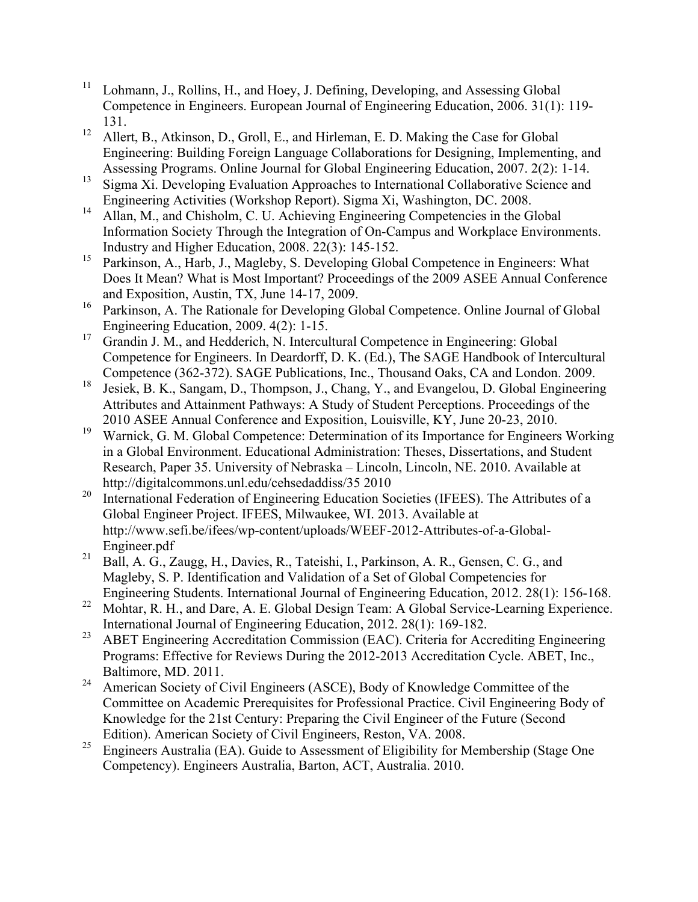[11] Lohmann, J., Rollins, H., and Hoey, J. Defining, Developing, and Assessing Global Competence in Engineers. European Journal of Engineering Education, 2006. 31(1): 119-131.

[12] Allert, B., Atkinson, D., Groll, E., and Hirleman, E. D. Making the Case for Global Engineering: Building Foreign Language Collaborations for Designing, Implementing, and Assessing Programs. Online Journal for Global Engineering Education, 2007. 2(2): 1-14.

[13] Sigma Xi. Developing Evaluation Approaches to International Collaborative Science and Engineering Activities (Workshop Report). Sigma Xi, Washington, DC. 2008.

[14] Allan, M., and Chisholm, C. U. Achieving Engineering Competencies in the Global Information Society Through the Integration of On-Campus and Workplace Environments. Industry and Higher Education, 2008. 22(3): 145-152.

[15] Parkinson, A., Harb, J., Magleby, S. Developing Global Competence in Engineers: What Does It Mean? What is Most Important? Proceedings of the 2009 ASEE Annual Conference and Exposition, Austin, TX, June 14-17, 2009.

[16] Parkinson, A. The Rationale for Developing Global Competence. Online Journal of Global Engineering Education, 2009. 4(2): 1-15.

[17] Grandin J. M., and Hedderich, N. Intercultural Competence in Engineering: Global Competence for Engineers. In Deardorff, D. K. (Ed.), The SAGE Handbook of Intercultural Competence (362-372). SAGE Publications, Inc., Thousand Oaks, CA and London. 2009.

[18] Jesiek, B. K., Sangam, D., Thompson, J., Chang, Y., and Evangelou, D. Global Engineering Attributes and Attainment Pathways: A Study of Student Perceptions. Proceedings of the 2010 ASEE Annual Conference and Exposition, Louisville, KY, June 20-23, 2010.

[19] Warnick, G. M. Global Competence: Determination of its Importance for Engineers Working in a Global Environment. Educational Administration: Theses, Dissertations, and Student Research, Paper 35. University of Nebraska – Lincoln, Lincoln, NE. 2010. Available at http://digitalcommons.unl.edu/cehsedaddiss/35 2010

[20] International Federation of Engineering Education Societies (IFEES). The Attributes of a Global Engineer Project. IFEES, Milwaukee, WI. 2013. Available at http://www.sefi.be/ifees/wp-content/uploads/WEEF-2012-Attributes-of-a-Global-Engineer.pdf

[21] Ball, A. G., Zaugg, H., Davies, R., Tateishi, I., Parkinson, A. R., Gensen, C. G., and Magleby, S. P. Identification and Validation of a Set of Global Competencies for Engineering Students. International Journal of Engineering Education, 2012. 28(1): 156-168.

[22] Mohtar, R. H., and Dare, A. E. Global Design Team: A Global Service-Learning Experience. International Journal of Engineering Education, 2012. 28(1): 169-182.

[23] ABET Engineering Accreditation Commission (EAC). Criteria for Accrediting Engineering Programs: Effective for Reviews During the 2012-2013 Accreditation Cycle. ABET, Inc., Baltimore, MD. 2011.

[24] American Society of Civil Engineers (ASCE), Body of Knowledge Committee of the Committee on Academic Prerequisites for Professional Practice. Civil Engineering Body of Knowledge for the 21st Century: Preparing the Civil Engineer of the Future (Second Edition). American Society of Civil Engineers, Reston, VA. 2008.

[25] Engineers Australia (EA). Guide to Assessment of Eligibility for Membership (Stage One Competency). Engineers Australia, Barton, ACT, Australia. 2010.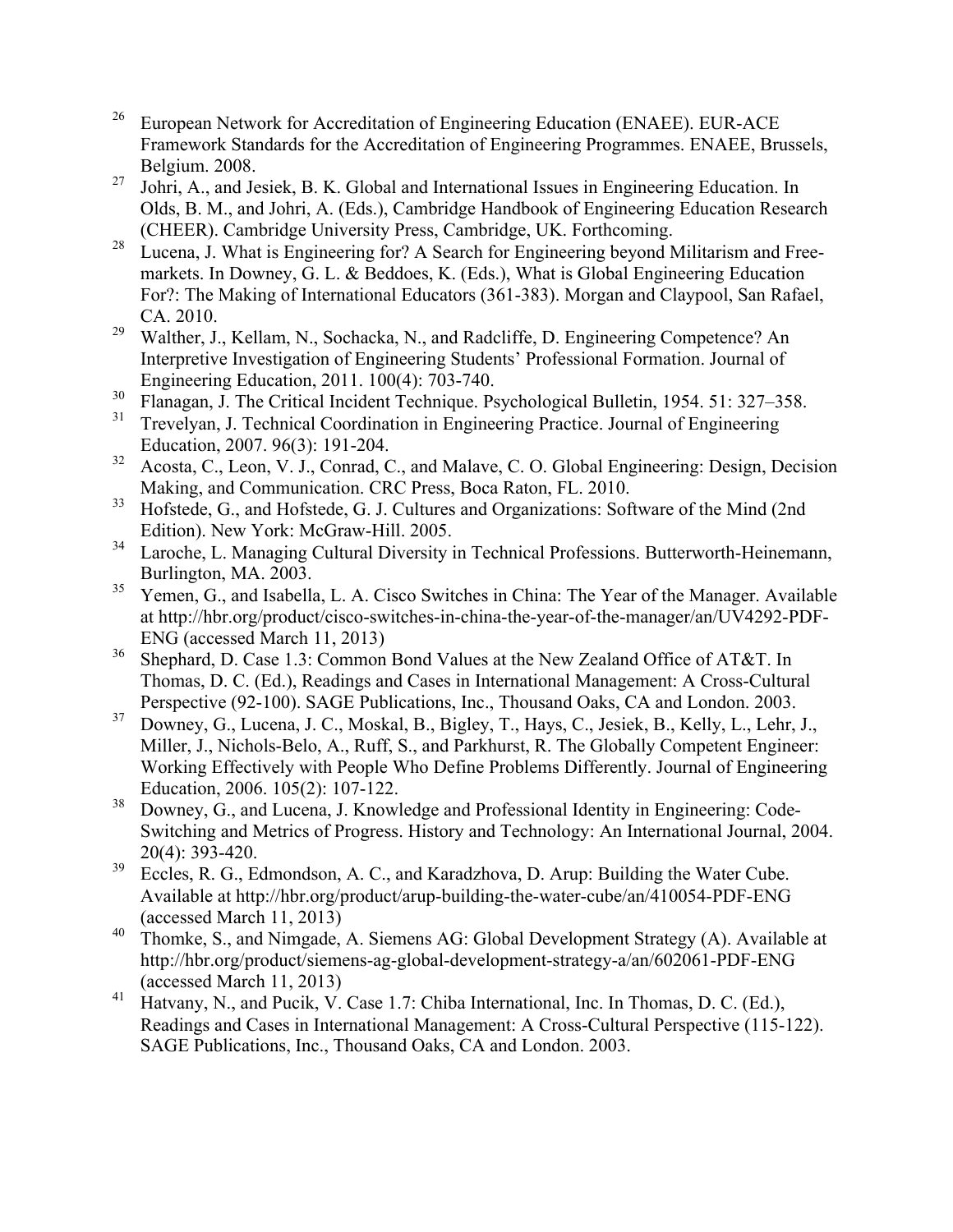[26] European Network for Accreditation of Engineering Education (ENAEE). EUR-ACE Framework Standards for the Accreditation of Engineering Programmes. ENAEE, Brussels, Belgium. 2008.

[27] Johri, A., and Jesiek, B. K. Global and International Issues in Engineering Education. In Olds, B. M., and Johri, A. (Eds.), Cambridge Handbook of Engineering Education Research (CHEER). Cambridge University Press, Cambridge, UK. Forthcoming.

[28] Lucena, J. What is Engineering for? A Search for Engineering beyond Militarism and Free-markets. In Downey, G. L. & Beddoes, K. (Eds.), What is Global Engineering Education For?: The Making of International Educators (361-383). Morgan and Claypool, San Rafael, CA. 2010.

[29] Walther, J., Kellam, N., Sochacka, N., and Radcliffe, D. Engineering Competence? An Interpretive Investigation of Engineering Students' Professional Formation. Journal of Engineering Education, 2011. 100(4): 703-740.

[30] Flanagan, J. The Critical Incident Technique. Psychological Bulletin, 1954. 51: 327–358.

[31] Trevelyan, J. Technical Coordination in Engineering Practice. Journal of Engineering Education, 2007. 96(3): 191-204.

[32] Acosta, C., Leon, V. J., Conrad, C., and Malave, C. O. Global Engineering: Design, Decision Making, and Communication. CRC Press, Boca Raton, FL. 2010.

[33] Hofstede, G., and Hofstede, G. J. Cultures and Organizations: Software of the Mind (2nd Edition). New York: McGraw-Hill. 2005.

[34] Laroche, L. Managing Cultural Diversity in Technical Professions. Butterworth-Heinemann, Burlington, MA. 2003.

[35] Yemen, G., and Isabella, L. A. Cisco Switches in China: The Year of the Manager. Available at http://hbr.org/product/cisco-switches-in-china-the-year-of-the-manager/an/UV4292-PDF-ENG (accessed March 11, 2013)

[36] Shephard, D. Case 1.3: Common Bond Values at the New Zealand Office of AT&T. In Thomas, D. C. (Ed.), Readings and Cases in International Management: A Cross-Cultural Perspective (92-100). SAGE Publications, Inc., Thousand Oaks, CA and London. 2003.

[37] Downey, G., Lucena, J. C., Moskal, B., Bigley, T., Hays, C., Jesiek, B., Kelly, L., Lehr, J., Miller, J., Nichols-Belo, A., Ruff, S., and Parkhurst, R. The Globally Competent Engineer: Working Effectively with People Who Define Problems Differently. Journal of Engineering Education, 2006. 105(2): 107-122.

[38] Downey, G., and Lucena, J. Knowledge and Professional Identity in Engineering: Code-Switching and Metrics of Progress. History and Technology: An International Journal, 2004. 20(4): 393-420.

[39] Eccles, R. G., Edmondson, A. C., and Karadzhova, D. Arup: Building the Water Cube. Available at http://hbr.org/product/arup-building-the-water-cube/an/410054-PDF-ENG (accessed March 11, 2013)

[40] Thomke, S., and Nimgade, A. Siemens AG: Global Development Strategy (A). Available at http://hbr.org/product/siemens-ag-global-development-strategy-a/an/602061-PDF-ENG (accessed March 11, 2013)

[41] Hatvany, N., and Pucik, V. Case 1.7: Chiba International, Inc. In Thomas, D. C. (Ed.), Readings and Cases in International Management: A Cross-Cultural Perspective (115-122). SAGE Publications, Inc., Thousand Oaks, CA and London. 2003.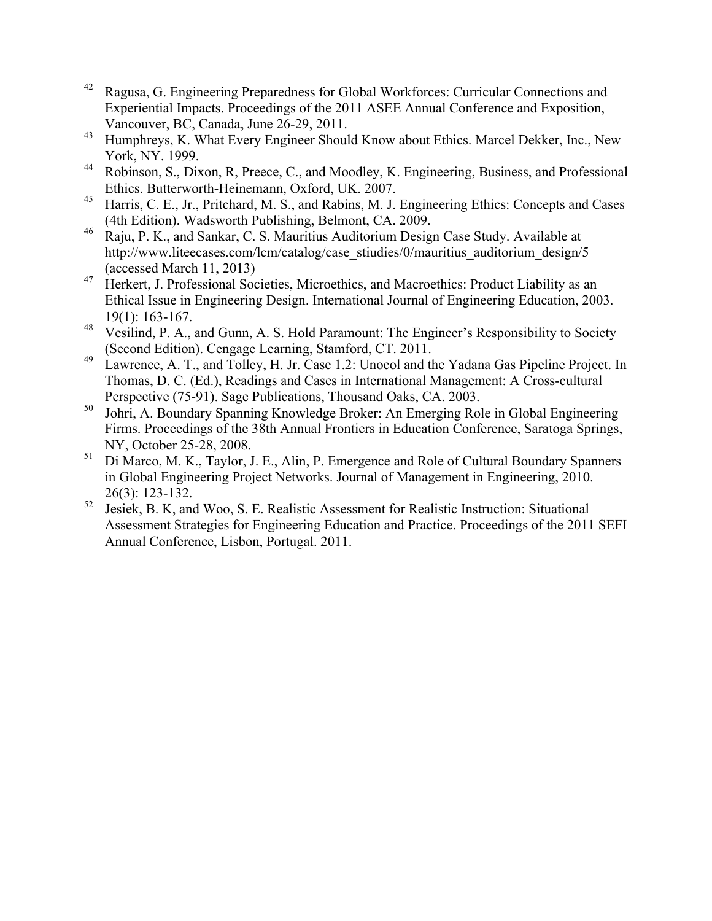42. Ragusa, G. Engineering Preparedness for Global Workforces: Curricular Connections and Experiential Impacts. Proceedings of the 2011 ASEE Annual Conference and Exposition, Vancouver, BC, Canada, June 26-29, 2011.
43. Humphreys, K. What Every Engineer Should Know about Ethics. Marcel Dekker, Inc., New York, NY. 1999.
44. Robinson, S., Dixon, R, Preece, C., and Moodley, K. Engineering, Business, and Professional Ethics. Butterworth-Heinemann, Oxford, UK. 2007.
45. Harris, C. E., Jr., Pritchard, M. S., and Rabins, M. J. Engineering Ethics: Concepts and Cases (4th Edition). Wadsworth Publishing, Belmont, CA. 2009.
46. Raju, P. K., and Sankar, C. S. Mauritius Auditorium Design Case Study. Available at http://www.liteecases.com/lcm/catalog/case_stiudies/0/mauritius_auditorium_design/5 (accessed March 11, 2013)
47. Herkert, J. Professional Societies, Microethics, and Macroethics: Product Liability as an Ethical Issue in Engineering Design. International Journal of Engineering Education, 2003. 19(1): 163-167.
48. Vesilind, P. A., and Gunn, A. S. Hold Paramount: The Engineer's Responsibility to Society (Second Edition). Cengage Learning, Stamford, CT. 2011.
49. Lawrence, A. T., and Tolley, H. Jr. Case 1.2: Unocol and the Yadana Gas Pipeline Project. In Thomas, D. C. (Ed.), Readings and Cases in International Management: A Cross-cultural Perspective (75-91). Sage Publications, Thousand Oaks, CA. 2003.
50. Johri, A. Boundary Spanning Knowledge Broker: An Emerging Role in Global Engineering Firms. Proceedings of the 38th Annual Frontiers in Education Conference, Saratoga Springs, NY, October 25-28, 2008.
51. Di Marco, M. K., Taylor, J. E., Alin, P. Emergence and Role of Cultural Boundary Spanners in Global Engineering Project Networks. Journal of Management in Engineering, 2010. 26(3): 123-132.
52. Jesiek, B. K, and Woo, S. E. Realistic Assessment for Realistic Instruction: Situational Assessment Strategies for Engineering Education and Practice. Proceedings of the 2011 SEFI Annual Conference, Lisbon, Portugal. 2011.